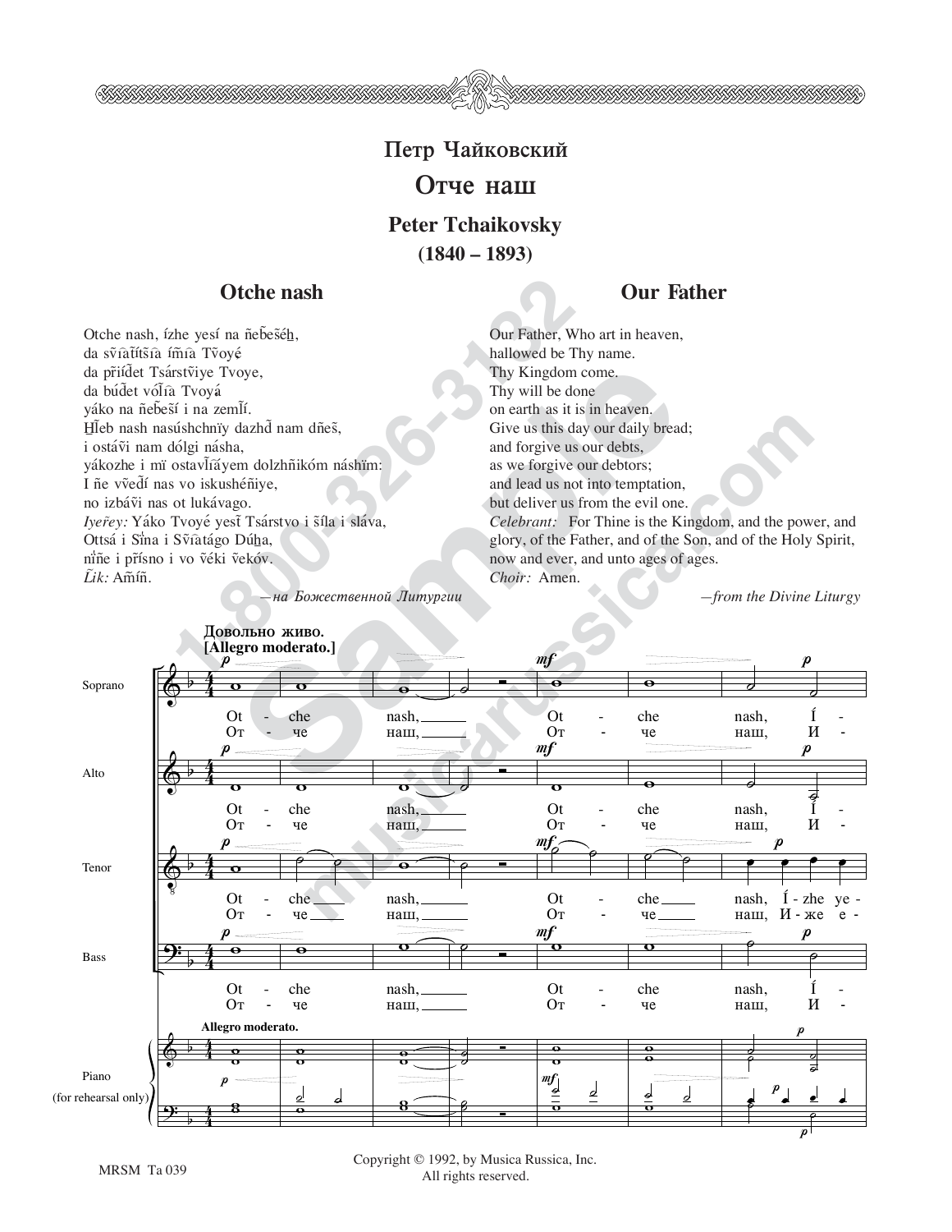## Петр Чайковский

# Отче наш

## Peter Tchaikovsky

**(1840 – 1893)**

### Otche nash

Otche nash, ízhe yesí na ñeb̃eš̃éh̲,
da sv̆ĩaťĩtš̃ĩa ím̃ĩa Tvoyé
da p̃riĩd̃et Tsárstṽiye Tvoye,
da búd̃et vóľĩa Tvoyá
yáko na ñeb̃eš̃í i na zemľ̃í.
H̲ľeb nash nasúshchnïy dazhd̃ nam dñeš̃,
i ostáṽi nam dólgi násha,
yákozhe i mï ostavľ̃ĩáyem dolzhñikóm náshïm:
I ñe vṽed̃í nas vo iskushéñiye,
no izbáṽi nas ot lukávago.
*Iyeřey:* Yáko Tvoyé yest̃ Tsárstvo i s̃íla i sláva,
Ottsá i Sĩna i Sṽĩatágo Dúh̲a,
ñ̃ñe i p̃rísno i vo ṽéki ṽekóv.
*L̃ik:* Am̃íñ.

—*на Божественной Литургии*

### Our Father

Our Father, Who art in heaven,
hallowed be Thy name.
Thy Kingdom come.
Thy will be done
on earth as it is in heaven.
Give us this day our daily bread;
and forgive us our debts,
as we forgive our debtors;
and lead us not into temptation,
but deliver us from the evil one.
*Celebrant:* For Thine is the Kingdom, and the power, and glory, of the Father, and of the Son, and of the Holy Spirit, now and ever, and unto ages of ages.
*Choir:* Amen.

—*from the Divine Liturgy*

Copyright © 1992, by Musica Russica, Inc.
All rights reserved.

MRSM Ta 039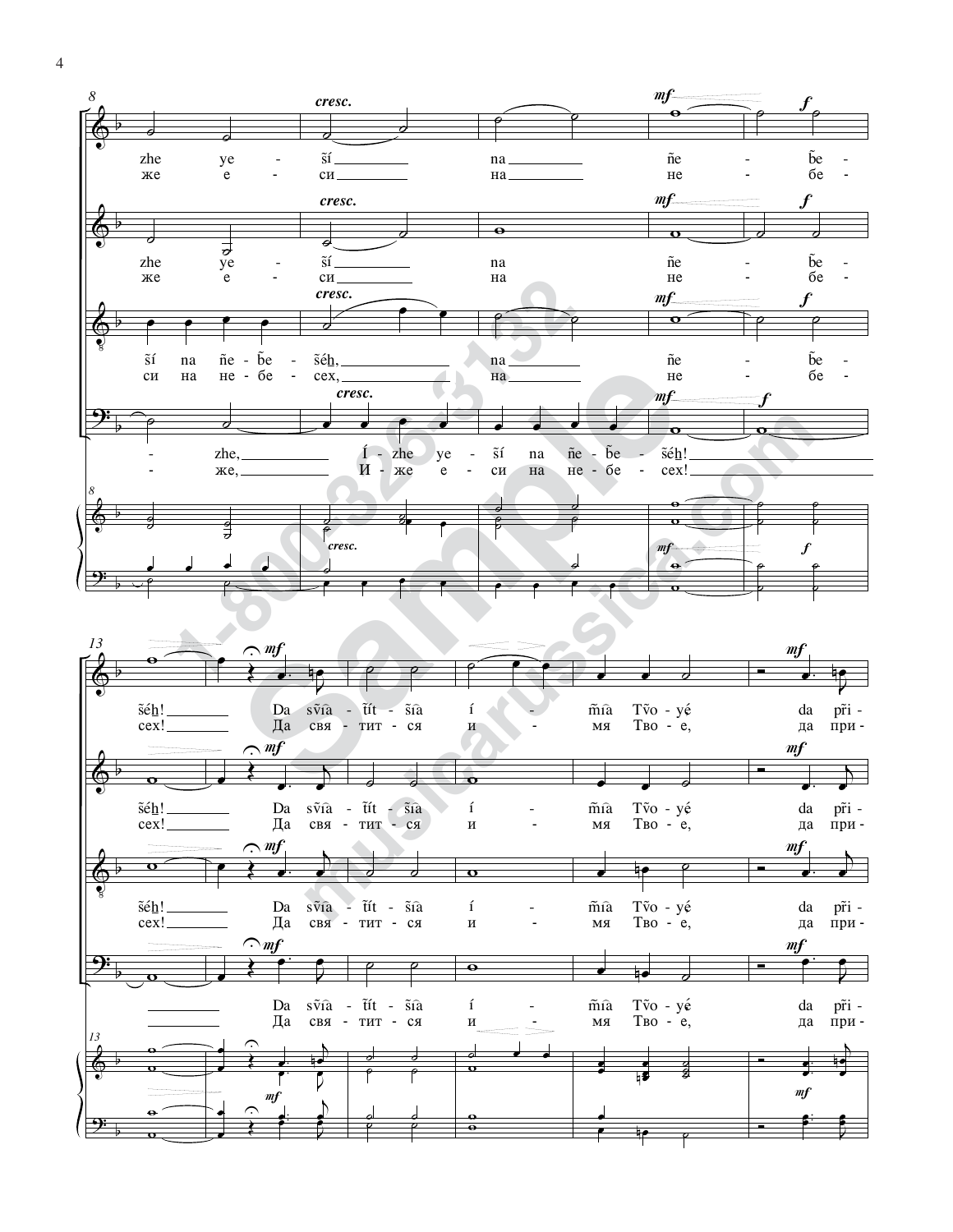zhe ye - ši na ñe - b̃e -
же е - си на не - бе -

zhe ye - ši na ñe - b̃e -
же е - си на не - бе -

š̃í na ñe - b̃e - šéh, na ñe - b̃e -
си на не - бе - сех, на не - бе -

- zhe, Í - zhe ye - ší na ñe - b̃e - šéh!
- же, И - же е - си на не - бе - сех!

šéh! Da svîa - tít - šîa í - mîa Tvo - yé da pri -
сех! Да свя - тит - ся и - мя Тво - е, да при -

šéh! Da svîa - tít - šîa í - mîa Tvo - yé da pri -
сех! Да свя - тит - ся и - мя Тво - е, да при -

šéh! Da svîa - tít - šîa í - mîa Tvo - yé da pri -
сех! Да свя - тит - ся и - мя Тво - е, да при -

Da svîa - tít - šîa í - mîa Tvo - yé da pri -
Да свя - тит - ся и - мя Тво - е, да при -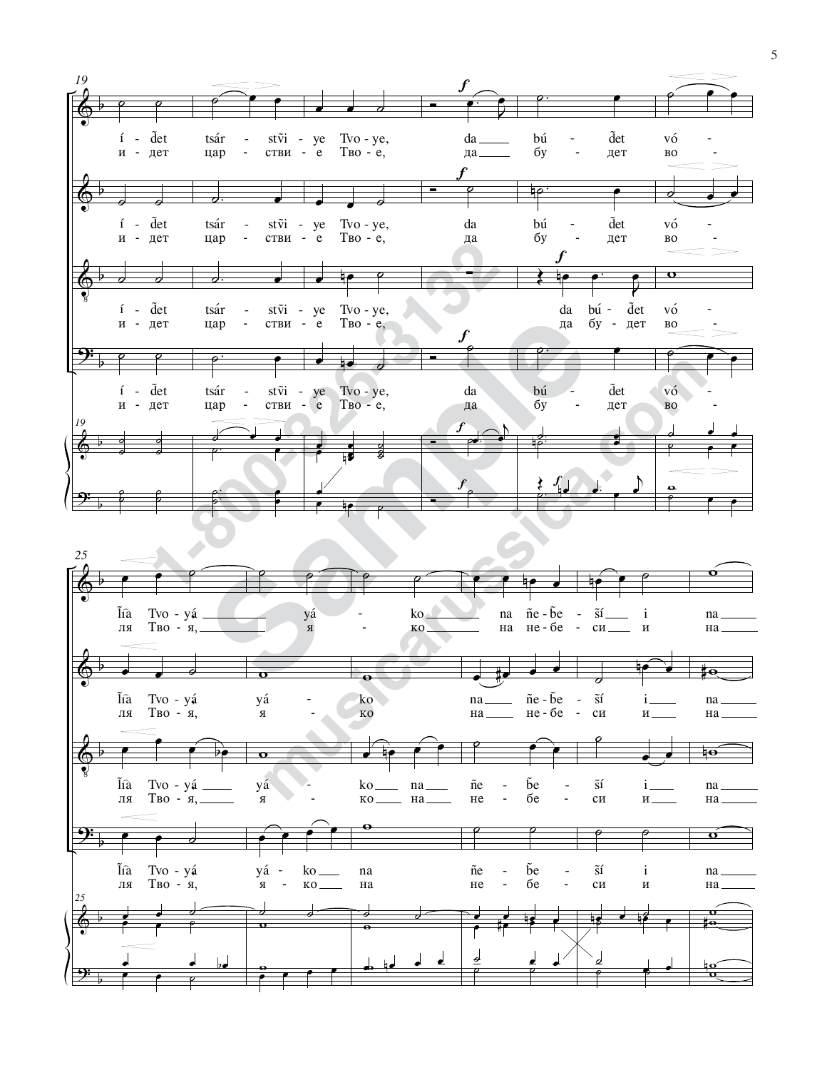í - d̃et tsár - stṽi - ye Tvo - ye, da bú - d̃et vó -
и - дет цар - стви - е Тво - е, да бу - дет во -

Ľa Tvo - yá yá - ko na ñe - b̃e - s̃í i na
ля Тво - я, я - ко на не - бе - си и на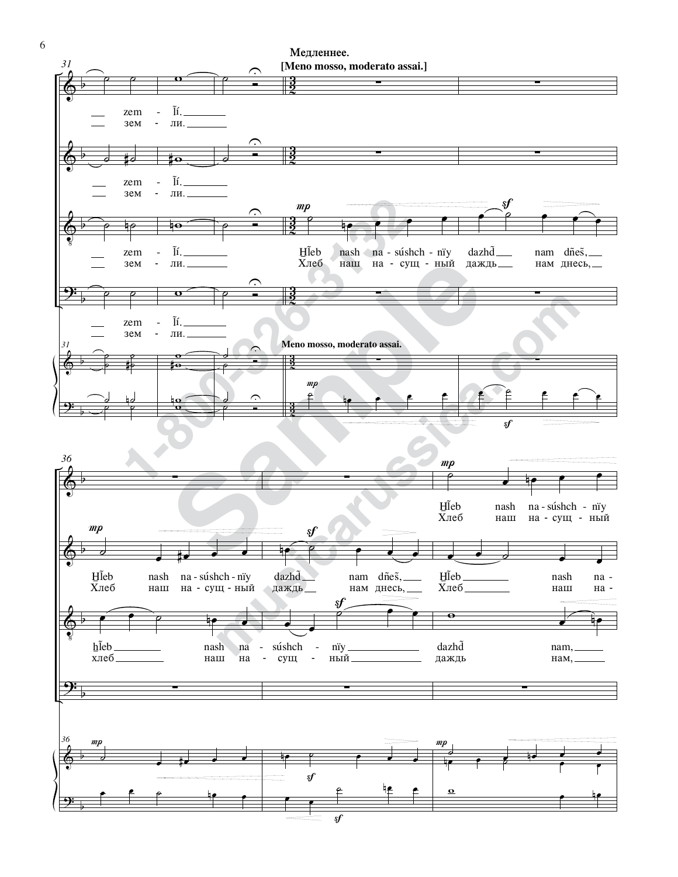**Медленнее.**
**[Meno mosso, moderato assai.]**

zem - ľí.
зем - ли.

Ȟľeb nash na-súshch-nïy dazhď nam dńeś,
Хлеб наш на-сущ-ный даждь нам днесь,

**Meno mosso, moderato assai.**

Ȟľeb nash na-súshch-nïy
Хлеб наш на-сущ-ный

Ȟľeb nash na-súshch-nïy dazhď nam dńeś, Ȟľeb nash na-
Хлеб наш на-сущ-ный даждь нам днесь, Хлеб наш на-

ȟľeb nash na-súshch-nïy dazhď nam,
хлеб наш на-сущ-ный даждь нам,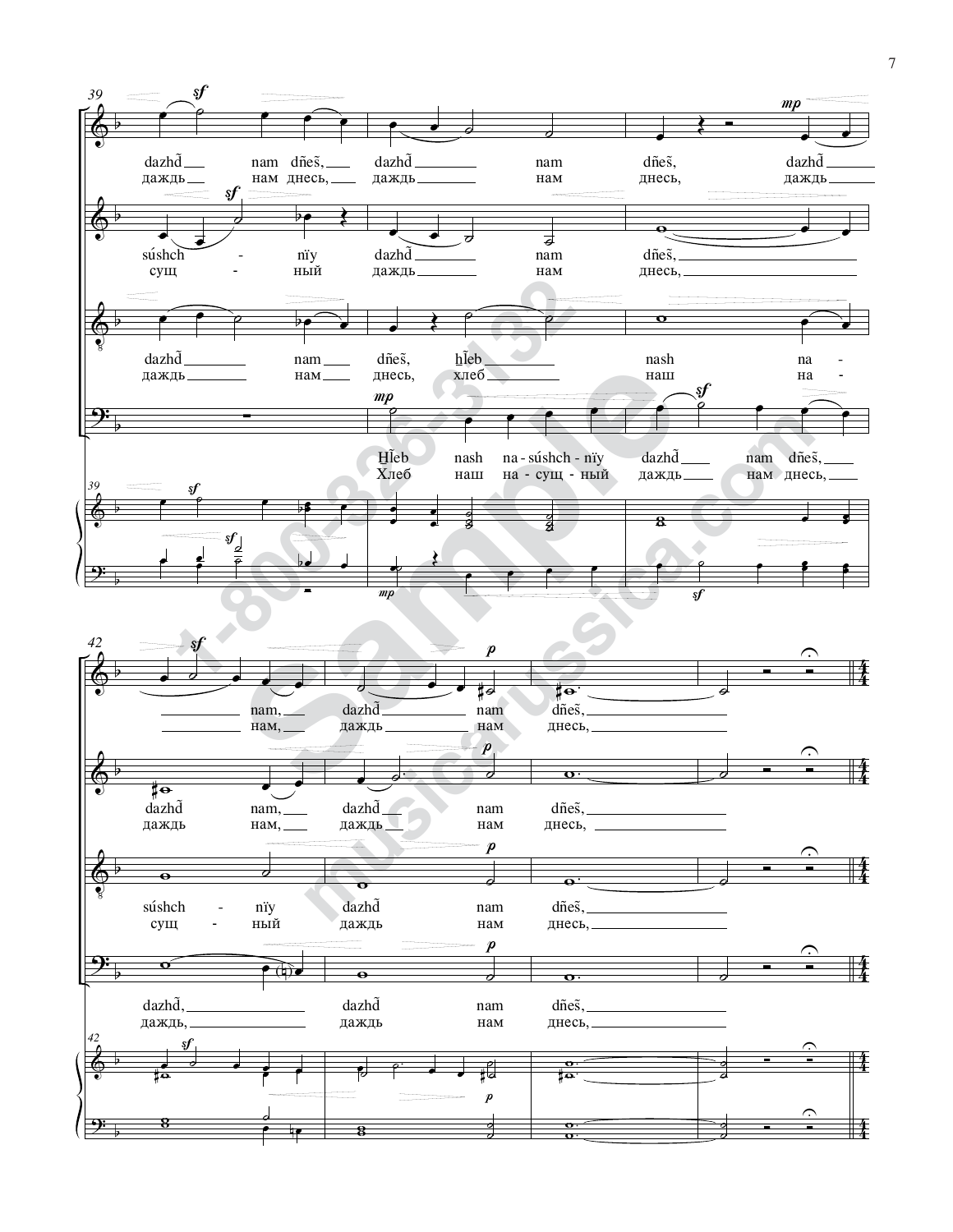39

dazhd̃ nam dñeš, dazhd̃ nam dñeš, dazhd̃
даждь нам днесь, даждь нам днесь, даждь

súshch - nïy dazhd̃ nam dñeš,
сущ - ный даждь нам днесь,

dazhd̃ nam dñeš, hl̃eb nash na -
даждь нам днесь, хлеб наш на -

Hl̃eb nash na - súshch - nïy dazhd̃ nam dñeš,
Хлеб наш на - сущ - ный даждь нам днесь,

42

nam, dazhd̃ nam dñeš,
нам, даждь нам днесь,

dazhd̃ nam, dazhd̃ nam dñeš,
даждь нам, даждь нам днесь,

súshch - nïy dazhd̃ nam dñeš,
сущ - ный даждь нам днесь,

dazhd̃, dazhd̃ nam dñeš,
даждь, даждь нам днесь,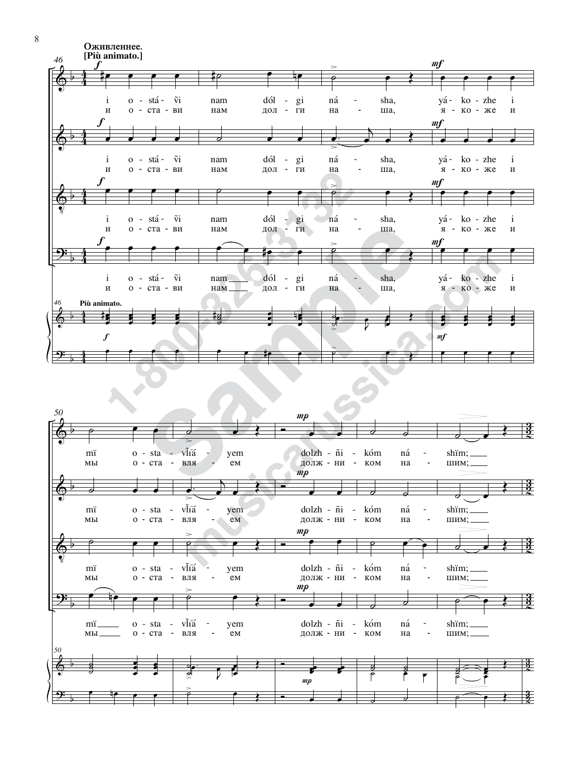**Оживленнее.**
**[Più animato.]**

i o-stá-ṽi nam dól-gi ná-sha, yá-ko-zhe i

и о-ста-ви нам дол-ги на-ша, я-ко-же и

**Più animato.**

mï o-sta-vĺiá-yem dolzh-ñi-kóm ná-shïm;

мы о-ста-вля-ем долж-ни-ком на-шим;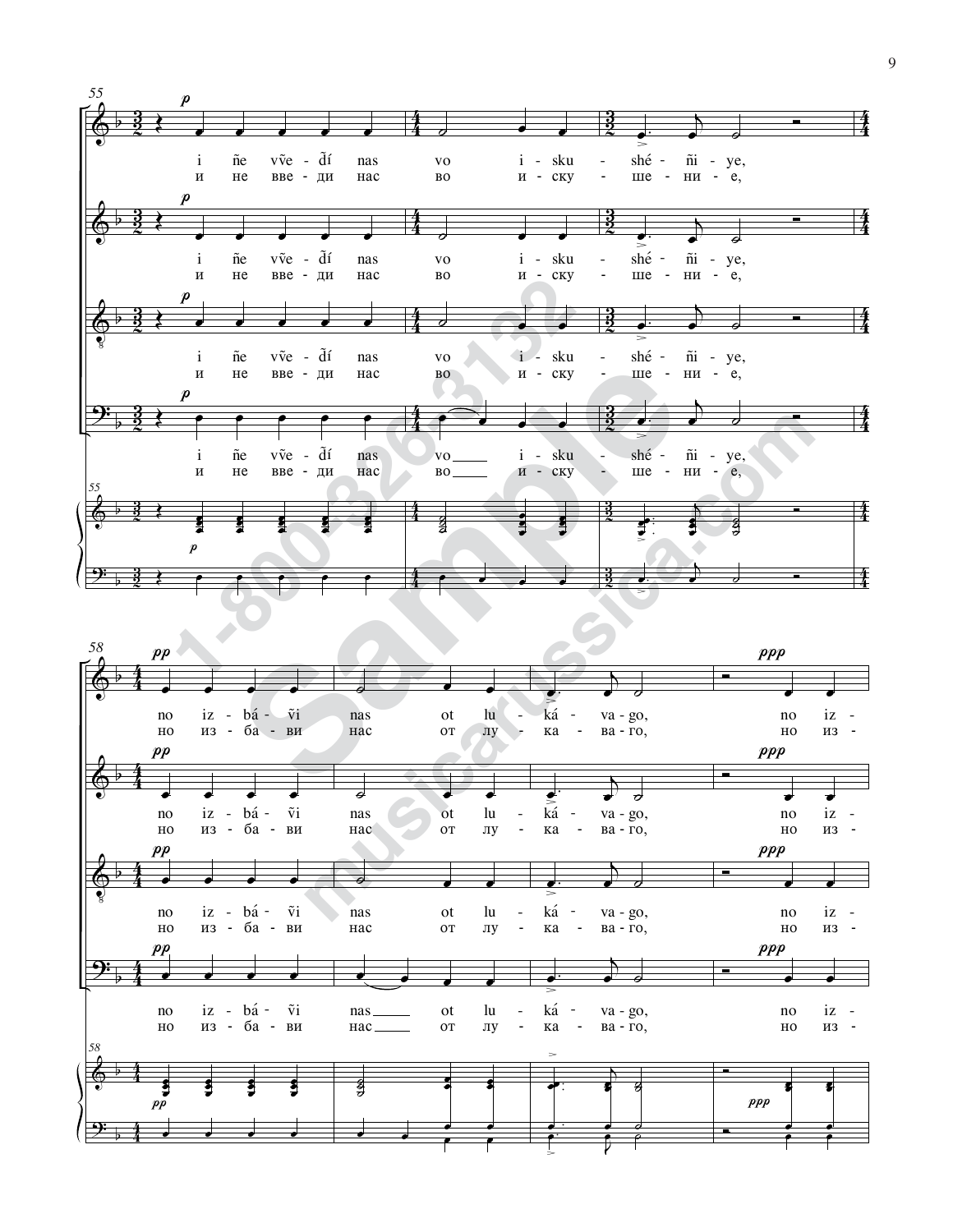i ñe vve-ďí nas vo i-sku-shé-ñi-ye,

и не вве-ди нас во и-ску-ше-ни-е,

no iz-bá-ṽi nas ot lu-ká-va-go, no iz-

но из-ба-ви нас от лу-ка-ва-го, но из-